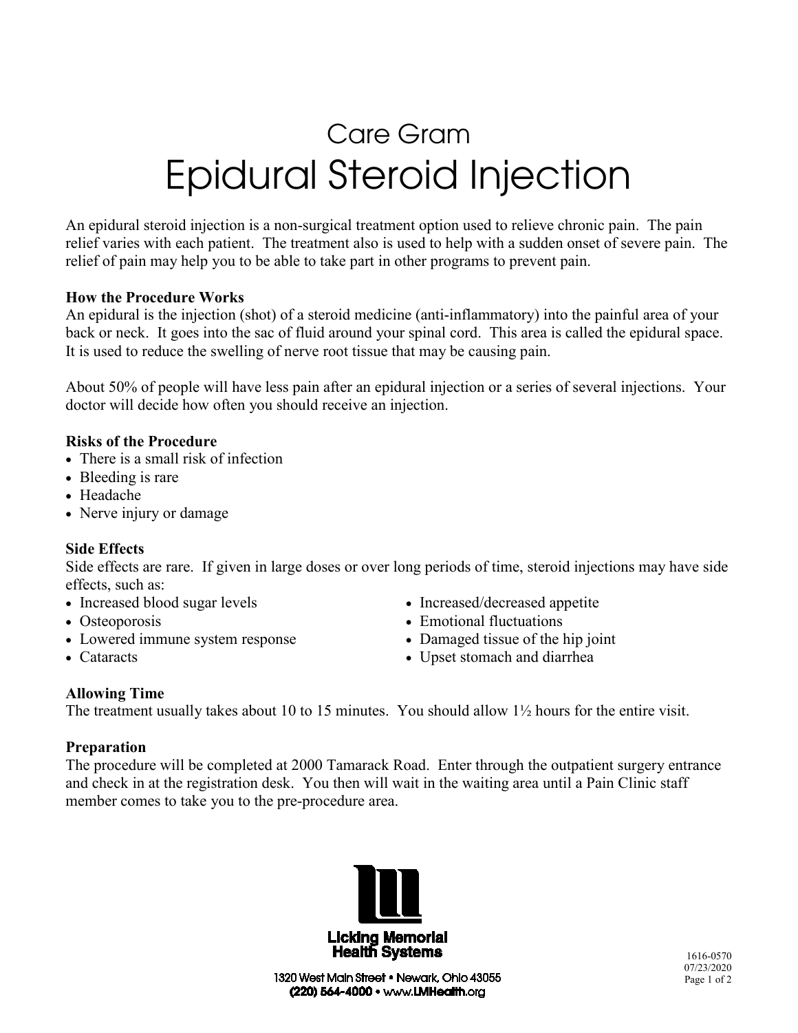# Care Gram

# Epidural Steroid Injection

An epidural steroid injection is a non-surgical treatment option used to relieve chronic pain. The pain relief varies with each patient. The treatment also is used to help with a sudden onset of severe pain. The relief of pain may help you to be able to take part in other programs to prevent pain.

**How the Procedure Works**

An epidural is the injection (shot) of a steroid medicine (anti-inflammatory) into the painful area of your back or neck. It goes into the sac of fluid around your spinal cord. This area is called the epidural space. It is used to reduce the swelling of nerve root tissue that may be causing pain.

About 50% of people will have less pain after an epidural injection or a series of several injections. Your doctor will decide how often you should receive an injection.

**Risks of the Procedure**

- There is a small risk of infection
- Bleeding is rare
- Headache
- Nerve injury or damage

**Side Effects**

Side effects are rare. If given in large doses or over long periods of time, steroid injections may have side effects, such as:

- Increased blood sugar levels
- Osteoporosis
- Lowered immune system response
- Cataracts
- Increased/decreased appetite
- Emotional fluctuations
- Damaged tissue of the hip joint
- Upset stomach and diarrhea

**Allowing Time**

The treatment usually takes about 10 to 15 minutes. You should allow 1½ hours for the entire visit.

**Preparation**

The procedure will be completed at 2000 Tamarack Road. Enter through the outpatient surgery entrance and check in at the registration desk. You then will wait in the waiting area until a Pain Clinic staff member comes to take you to the pre-procedure area.

Licking Memorial Health Systems

1320 West Main Street • Newark, Ohio 43055

(220) 564-4000 • www.LMHealth.org

1616-0570

07/23/2020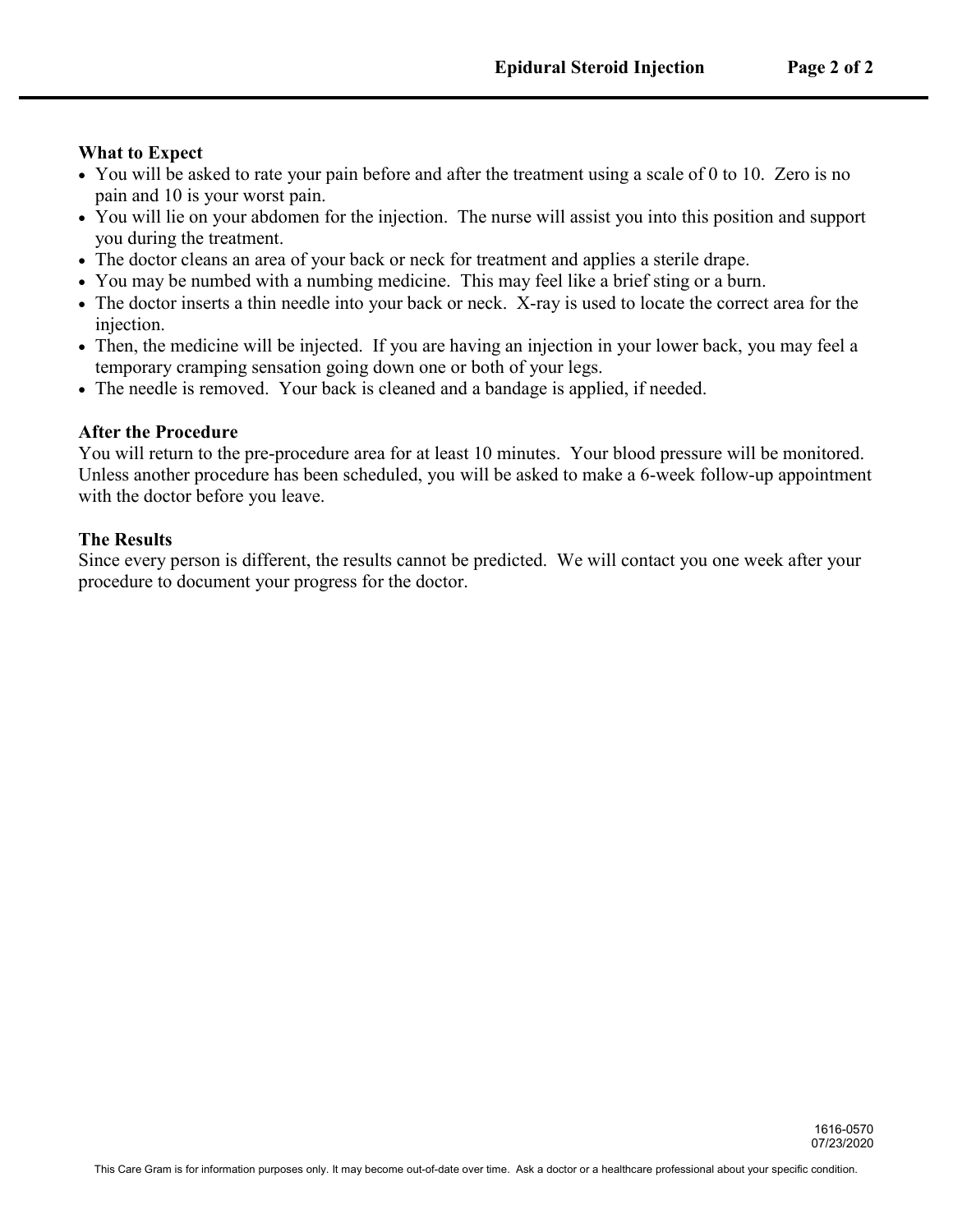**What to Expect**

- You will be asked to rate your pain before and after the treatment using a scale of 0 to 10. Zero is no pain and 10 is your worst pain.
- You will lie on your abdomen for the injection. The nurse will assist you into this position and support you during the treatment.
- The doctor cleans an area of your back or neck for treatment and applies a sterile drape.
- You may be numbed with a numbing medicine. This may feel like a brief sting or a burn.
- The doctor inserts a thin needle into your back or neck. X-ray is used to locate the correct area for the injection.
- Then, the medicine will be injected. If you are having an injection in your lower back, you may feel a temporary cramping sensation going down one or both of your legs.
- The needle is removed. Your back is cleaned and a bandage is applied, if needed.

**After the Procedure**

You will return to the pre-procedure area for at least 10 minutes. Your blood pressure will be monitored. Unless another procedure has been scheduled, you will be asked to make a 6-week follow-up appointment with the doctor before you leave.

**The Results**

Since every person is different, the results cannot be predicted. We will contact you one week after your procedure to document your progress for the doctor.

1616-0570
07/23/2020

This Care Gram is for information purposes only. It may become out-of-date over time. Ask a doctor or a healthcare professional about your specific condition.